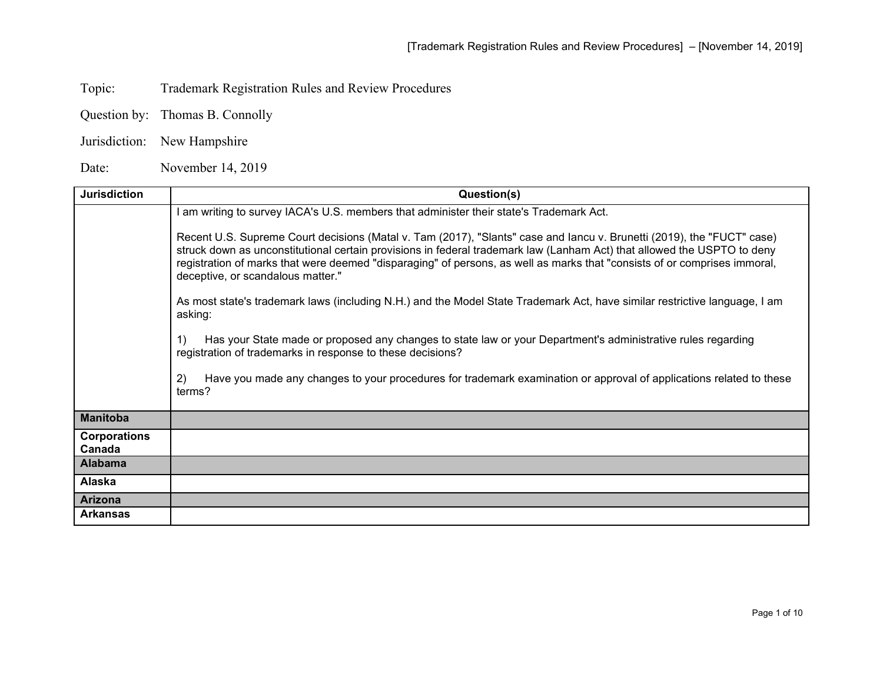Topic: Trademark Registration Rules and Review Procedures

Question by: Thomas B. Connolly

Jurisdiction: New Hampshire

Date: November 14, 2019

| Jurisdiction | Question(s) |
|---|---|
| | I am writing to survey IACA's U.S. members that administer their state's Trademark Act.<br><br>Recent U.S. Supreme Court decisions (Matal v. Tam (2017), "Slants" case and Iancu v. Brunetti (2019), the "FUCT" case) struck down as unconstitutional certain provisions in federal trademark law (Lanham Act) that allowed the USPTO to deny registration of marks that were deemed "disparaging" of persons, as well as marks that "consists of or comprises immoral, deceptive, or scandalous matter."<br><br>As most state's trademark laws (including N.H.) and the Model State Trademark Act, have similar restrictive language, I am asking:<br><br>1) Has your State made or proposed any changes to state law or your Department's administrative rules regarding registration of trademarks in response to these decisions?<br><br>2) Have you made any changes to your procedures for trademark examination or approval of applications related to these terms? |
| **Manitoba** | |
| **Corporations Canada** | |
| **Alabama** | |
| **Alaska** | |
| **Arizona** | |
| **Arkansas** | |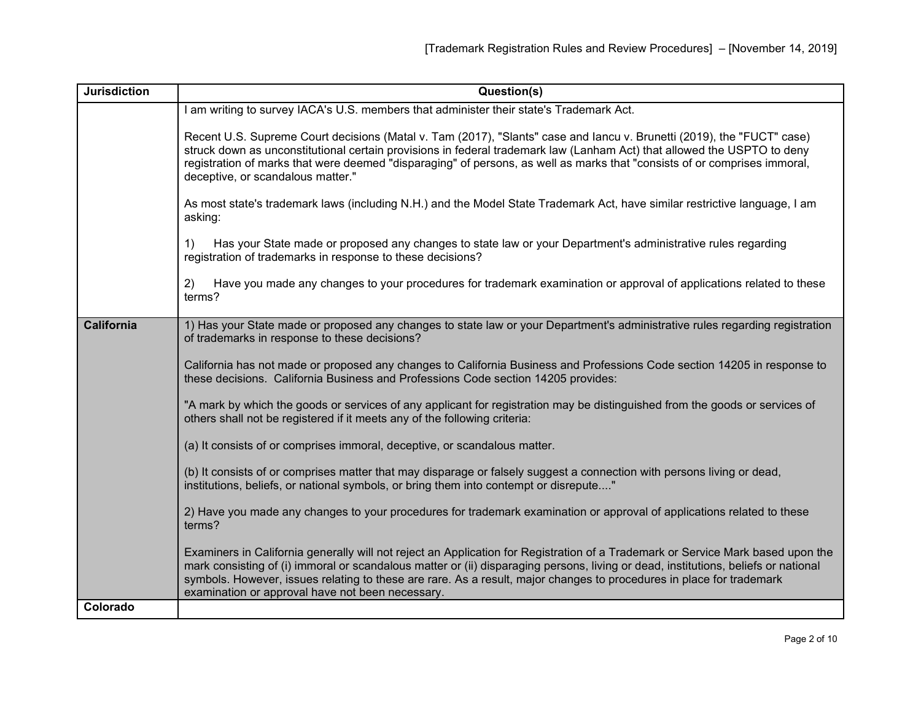| Jurisdiction | Question(s) |
|---|---|
| | I am writing to survey IACA's U.S. members that administer their state's Trademark Act.<br><br>Recent U.S. Supreme Court decisions (Matal v. Tam (2017), "Slants" case and Iancu v. Brunetti (2019), the "FUCT" case) struck down as unconstitutional certain provisions in federal trademark law (Lanham Act) that allowed the USPTO to deny registration of marks that were deemed "disparaging" of persons, as well as marks that "consists of or comprises immoral, deceptive, or scandalous matter."<br><br>As most state's trademark laws (including N.H.) and the Model State Trademark Act, have similar restrictive language, I am asking:<br><br>1) Has your State made or proposed any changes to state law or your Department's administrative rules regarding registration of trademarks in response to these decisions?<br><br>2) Have you made any changes to your procedures for trademark examination or approval of applications related to these terms? |
| **California** | 1) Has your State made or proposed any changes to state law or your Department's administrative rules regarding registration of trademarks in response to these decisions?<br><br>California has not made or proposed any changes to California Business and Professions Code section 14205 in response to these decisions. California Business and Professions Code section 14205 provides:<br><br>"A mark by which the goods or services of any applicant for registration may be distinguished from the goods or services of others shall not be registered if it meets any of the following criteria:<br><br>(a) It consists of or comprises immoral, deceptive, or scandalous matter.<br><br>(b) It consists of or comprises matter that may disparage or falsely suggest a connection with persons living or dead, institutions, beliefs, or national symbols, or bring them into contempt or disrepute...."<br><br>2) Have you made any changes to your procedures for trademark examination or approval of applications related to these terms?<br><br>Examiners in California generally will not reject an Application for Registration of a Trademark or Service Mark based upon the mark consisting of (i) immoral or scandalous matter or (ii) disparaging persons, living or dead, institutions, beliefs or national symbols. However, issues relating to these are rare. As a result, major changes to procedures in place for trademark examination or approval have not been necessary. |
| **Colorado** | |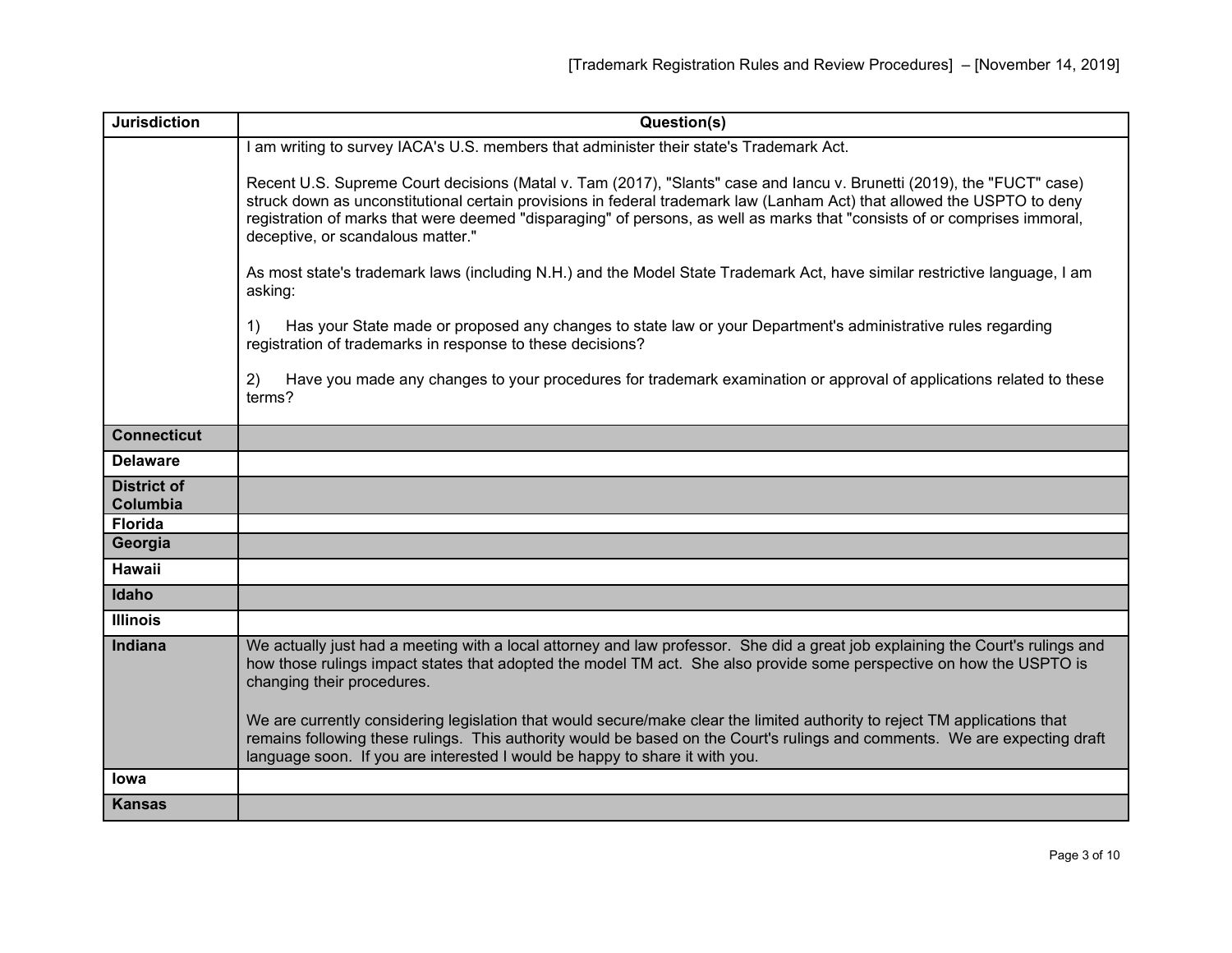| Jurisdiction | Question(s) |
|---|---|
| | I am writing to survey IACA's U.S. members that administer their state's Trademark Act.<br><br>Recent U.S. Supreme Court decisions (Matal v. Tam (2017), "Slants" case and Iancu v. Brunetti (2019), the "FUCT" case) struck down as unconstitutional certain provisions in federal trademark law (Lanham Act) that allowed the USPTO to deny registration of marks that were deemed "disparaging" of persons, as well as marks that "consists of or comprises immoral, deceptive, or scandalous matter."<br><br>As most state's trademark laws (including N.H.) and the Model State Trademark Act, have similar restrictive language, I am asking:<br><br>1) Has your State made or proposed any changes to state law or your Department's administrative rules regarding registration of trademarks in response to these decisions?<br><br>2) Have you made any changes to your procedures for trademark examination or approval of applications related to these terms? |
| **Connecticut** | |
| **Delaware** | |
| **District of Columbia** | |
| **Florida** | |
| **Georgia** | |
| **Hawaii** | |
| **Idaho** | |
| **Illinois** | |
| **Indiana** | We actually just had a meeting with a local attorney and law professor. She did a great job explaining the Court's rulings and how those rulings impact states that adopted the model TM act. She also provide some perspective on how the USPTO is changing their procedures.<br><br>We are currently considering legislation that would secure/make clear the limited authority to reject TM applications that remains following these rulings. This authority would be based on the Court's rulings and comments. We are expecting draft language soon. If you are interested I would be happy to share it with you. |
| **Iowa** | |
| **Kansas** | |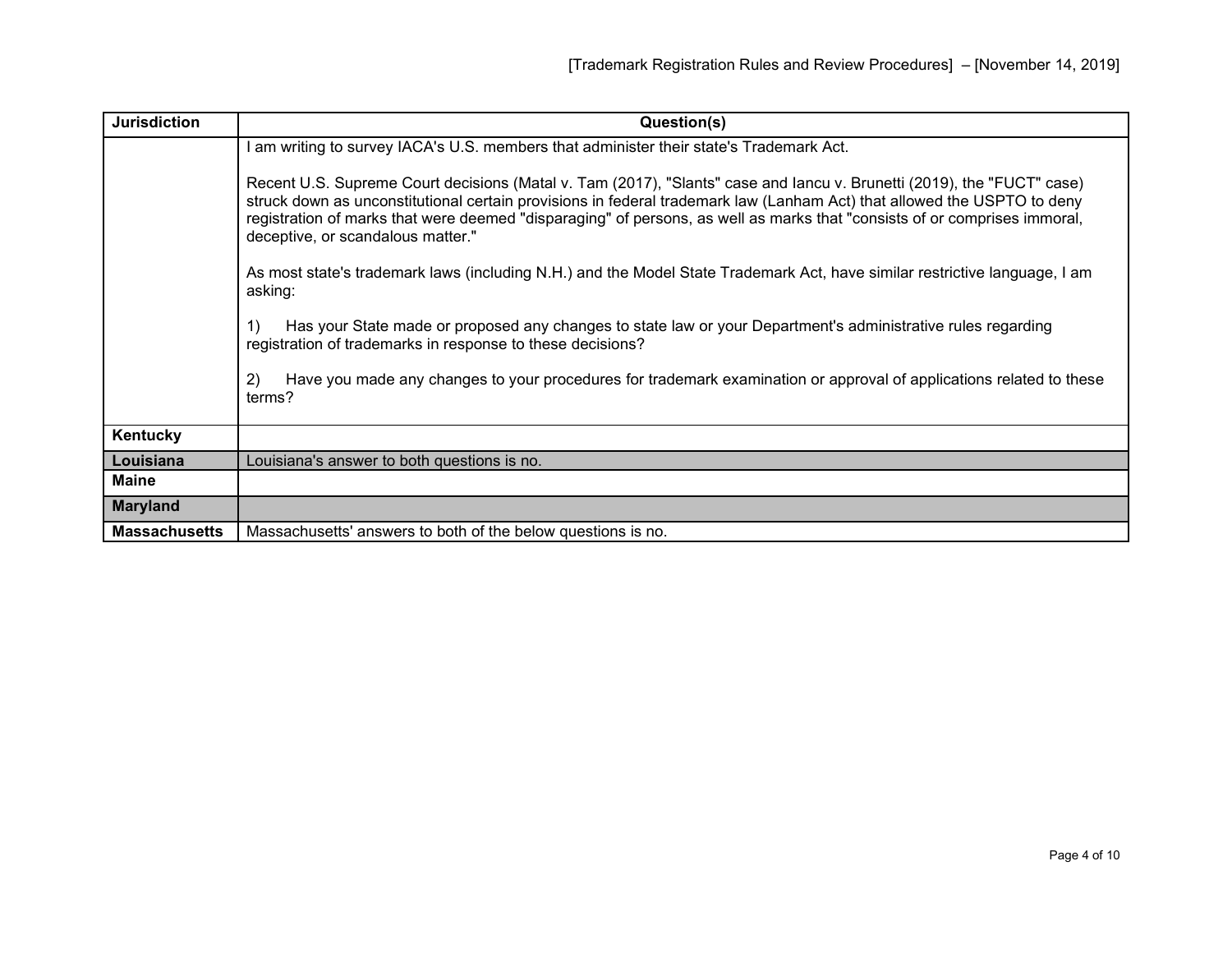| Jurisdiction | Question(s) |
|---|---|
| | I am writing to survey IACA's U.S. members that administer their state's Trademark Act.<br><br>Recent U.S. Supreme Court decisions (Matal v. Tam (2017), "Slants" case and Iancu v. Brunetti (2019), the "FUCT" case) struck down as unconstitutional certain provisions in federal trademark law (Lanham Act) that allowed the USPTO to deny registration of marks that were deemed "disparaging" of persons, as well as marks that "consists of or comprises immoral, deceptive, or scandalous matter."<br><br>As most state's trademark laws (including N.H.) and the Model State Trademark Act, have similar restrictive language, I am asking:<br><br>1) Has your State made or proposed any changes to state law or your Department's administrative rules regarding registration of trademarks in response to these decisions?<br><br>2) Have you made any changes to your procedures for trademark examination or approval of applications related to these terms? |
| **Kentucky** | |
| **Louisiana** | Louisiana's answer to both questions is no. |
| **Maine** | |
| **Maryland** | |
| **Massachusetts** | Massachusetts' answers to both of the below questions is no. |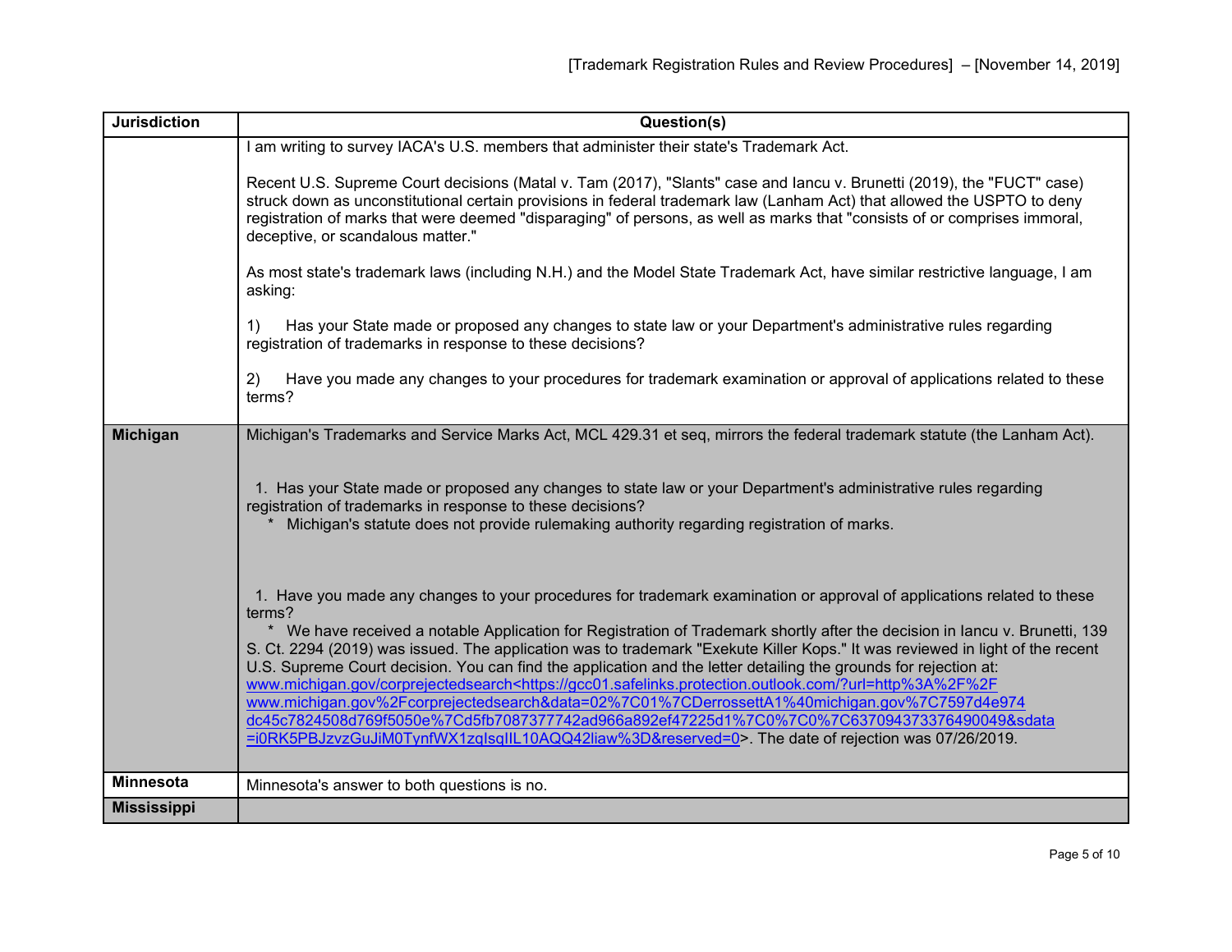| Jurisdiction | Question(s) |
|---|---|
| | I am writing to survey IACA's U.S. members that administer their state's Trademark Act.<br><br>Recent U.S. Supreme Court decisions (Matal v. Tam (2017), "Slants" case and Iancu v. Brunetti (2019), the "FUCT" case) struck down as unconstitutional certain provisions in federal trademark law (Lanham Act) that allowed the USPTO to deny registration of marks that were deemed "disparaging" of persons, as well as marks that "consists of or comprises immoral, deceptive, or scandalous matter."<br><br>As most state's trademark laws (including N.H.) and the Model State Trademark Act, have similar restrictive language, I am asking:<br><br>1) Has your State made or proposed any changes to state law or your Department's administrative rules regarding registration of trademarks in response to these decisions?<br><br>2) Have you made any changes to your procedures for trademark examination or approval of applications related to these terms? |
| **Michigan** | Michigan's Trademarks and Service Marks Act, MCL 429.31 et seq, mirrors the federal trademark statute (the Lanham Act).<br><br>1. Has your State made or proposed any changes to state law or your Department's administrative rules regarding registration of trademarks in response to these decisions?<br>* Michigan's statute does not provide rulemaking authority regarding registration of marks.<br><br>1. Have you made any changes to your procedures for trademark examination or approval of applications related to these terms?<br>* We have received a notable Application for Registration of Trademark shortly after the decision in Iancu v. Brunetti, 139 S. Ct. 2294 (2019) was issued. The application was to trademark "Exekute Killer Kops." It was reviewed in light of the recent U.S. Supreme Court decision. You can find the application and the letter detailing the grounds for rejection at: www.michigan.gov/corprejectedsearch<https://gcc01.safelinks.protection.outlook.com/?url=http%3A%2F%2Fwww.michigan.gov%2Fcorprejectedsearch&data=02%7C01%7CDerrossettA1%40michigan.gov%7C7597d4e974dc45c7824508d769f5050e%7Cd5fb7087377742ad966a892ef47225d1%7C0%7C0%7C637094373376490049&sdata=i0RK5PBJzvzGuJiM0TynfWX1zqIsqIIL10AQQ42liaw%3D&reserved=0>. The date of rejection was 07/26/2019. |
| **Minnesota** | Minnesota's answer to both questions is no. |
| **Mississippi** | |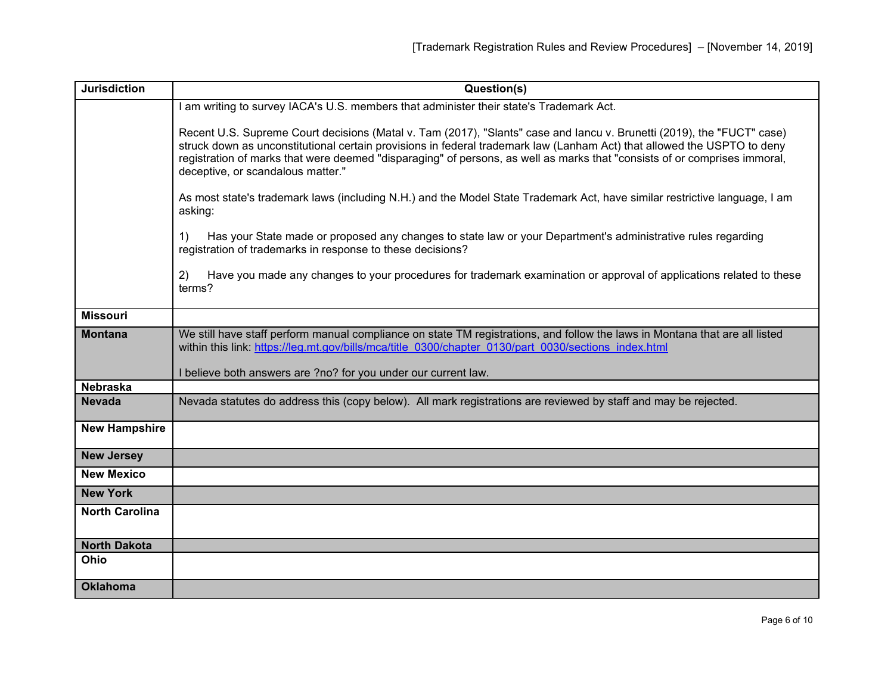| Jurisdiction | Question(s) |
|---|---|
| | I am writing to survey IACA's U.S. members that administer their state's Trademark Act.<br><br>Recent U.S. Supreme Court decisions (Matal v. Tam (2017), "Slants" case and Iancu v. Brunetti (2019), the "FUCT" case) struck down as unconstitutional certain provisions in federal trademark law (Lanham Act) that allowed the USPTO to deny registration of marks that were deemed "disparaging" of persons, as well as marks that "consists of or comprises immoral, deceptive, or scandalous matter."<br><br>As most state's trademark laws (including N.H.) and the Model State Trademark Act, have similar restrictive language, I am asking:<br><br>1) Has your State made or proposed any changes to state law or your Department's administrative rules regarding registration of trademarks in response to these decisions?<br><br>2) Have you made any changes to your procedures for trademark examination or approval of applications related to these terms? |
| **Missouri** | |
| **Montana** | We still have staff perform manual compliance on state TM registrations, and follow the laws in Montana that are all listed within this link: https://leg.mt.gov/bills/mca/title_0300/chapter_0130/part_0030/sections_index.html<br><br>I believe both answers are ?no? for you under our current law. |
| **Nebraska** | |
| **Nevada** | Nevada statutes do address this (copy below). All mark registrations are reviewed by staff and may be rejected. |
| **New Hampshire** | |
| **New Jersey** | |
| **New Mexico** | |
| **New York** | |
| **North Carolina** | |
| **North Dakota** | |
| **Ohio** | |
| **Oklahoma** | |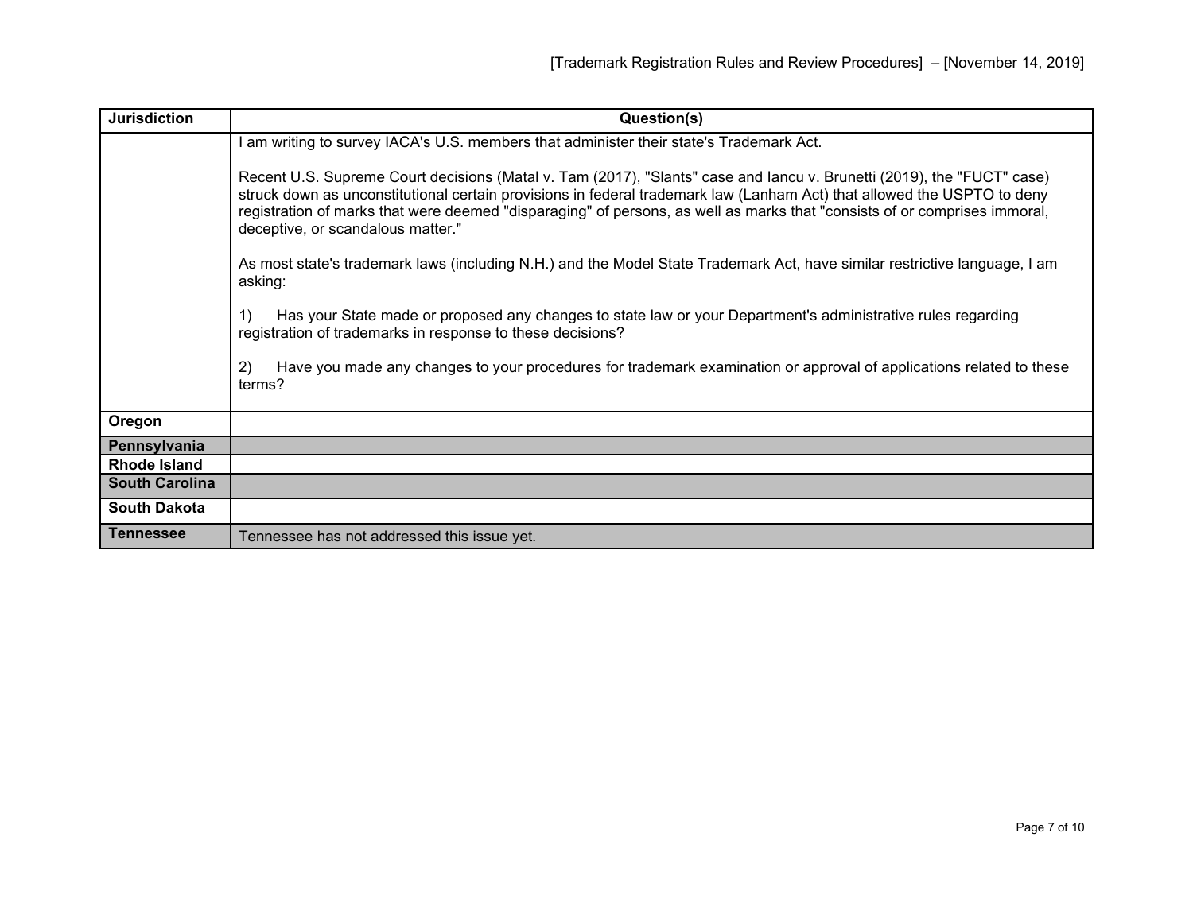| Jurisdiction | Question(s) |
|---|---|
| | I am writing to survey IACA's U.S. members that administer their state's Trademark Act.<br><br>Recent U.S. Supreme Court decisions (Matal v. Tam (2017), "Slants" case and Iancu v. Brunetti (2019), the "FUCT" case) struck down as unconstitutional certain provisions in federal trademark law (Lanham Act) that allowed the USPTO to deny registration of marks that were deemed "disparaging" of persons, as well as marks that "consists of or comprises immoral, deceptive, or scandalous matter."<br><br>As most state's trademark laws (including N.H.) and the Model State Trademark Act, have similar restrictive language, I am asking:<br><br>1) Has your State made or proposed any changes to state law or your Department's administrative rules regarding registration of trademarks in response to these decisions?<br><br>2) Have you made any changes to your procedures for trademark examination or approval of applications related to these terms? |
| **Oregon** | |
| **Pennsylvania** | |
| **Rhode Island** | |
| **South Carolina** | |
| **South Dakota** | |
| **Tennessee** | Tennessee has not addressed this issue yet. |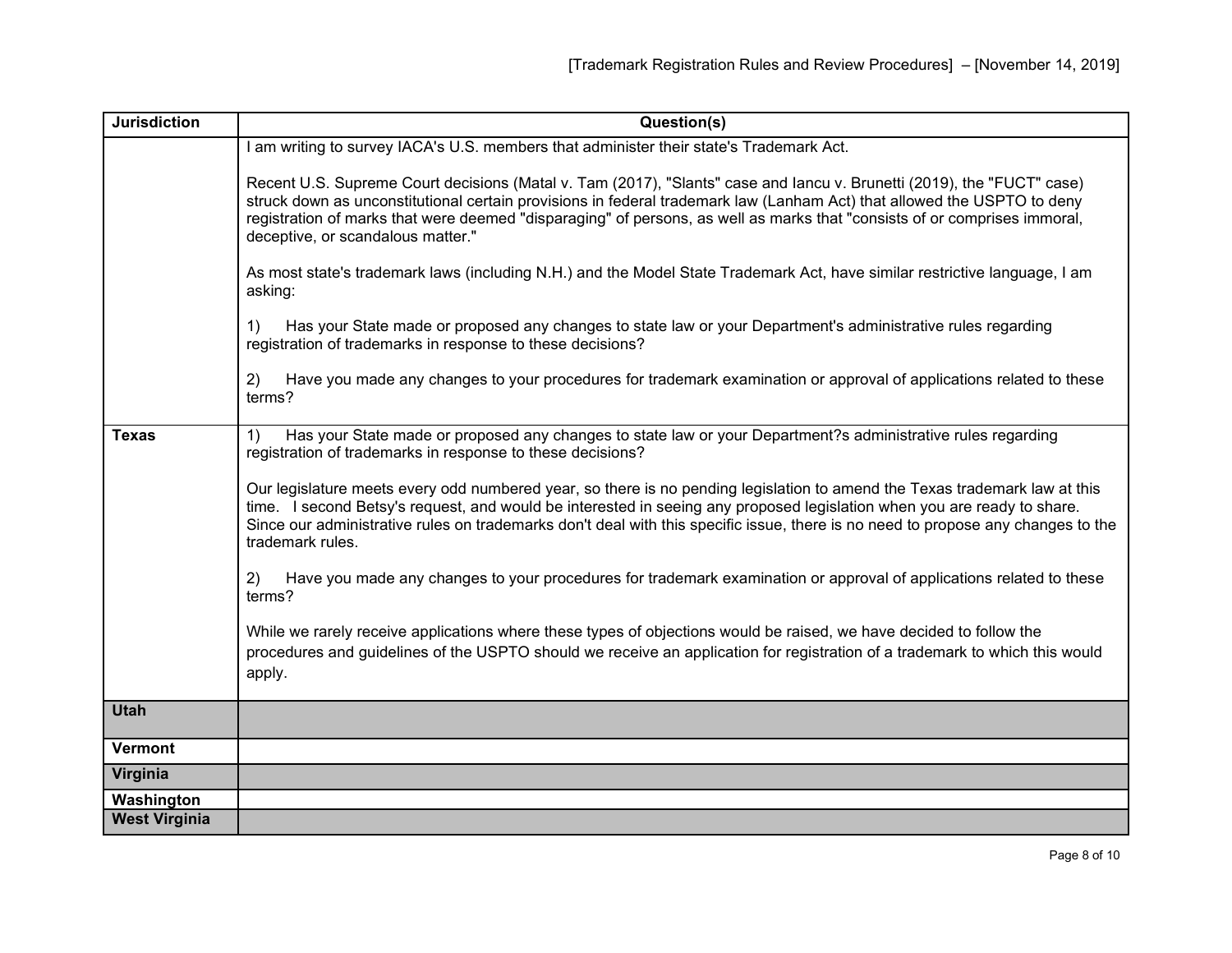| Jurisdiction | Question(s) |
| --- | --- |
| | I am writing to survey IACA's U.S. members that administer their state's Trademark Act.<br><br>Recent U.S. Supreme Court decisions (Matal v. Tam (2017), "Slants" case and Iancu v. Brunetti (2019), the "FUCT" case) struck down as unconstitutional certain provisions in federal trademark law (Lanham Act) that allowed the USPTO to deny registration of marks that were deemed "disparaging" of persons, as well as marks that "consists of or comprises immoral, deceptive, or scandalous matter."<br><br>As most state's trademark laws (including N.H.) and the Model State Trademark Act, have similar restrictive language, I am asking:<br><br>1) Has your State made or proposed any changes to state law or your Department's administrative rules regarding registration of trademarks in response to these decisions?<br><br>2) Have you made any changes to your procedures for trademark examination or approval of applications related to these terms? |
| **Texas** | 1) Has your State made or proposed any changes to state law or your Department?s administrative rules regarding registration of trademarks in response to these decisions?<br><br>Our legislature meets every odd numbered year, so there is no pending legislation to amend the Texas trademark law at this time. I second Betsy's request, and would be interested in seeing any proposed legislation when you are ready to share. Since our administrative rules on trademarks don't deal with this specific issue, there is no need to propose any changes to the trademark rules.<br><br>2) Have you made any changes to your procedures for trademark examination or approval of applications related to these terms?<br><br>While we rarely receive applications where these types of objections would be raised, we have decided to follow the procedures and guidelines of the USPTO should we receive an application for registration of a trademark to which this would apply. |
| **Utah** | |
| **Vermont** | |
| **Virginia** | |
| **Washington** | |
| **West Virginia** | |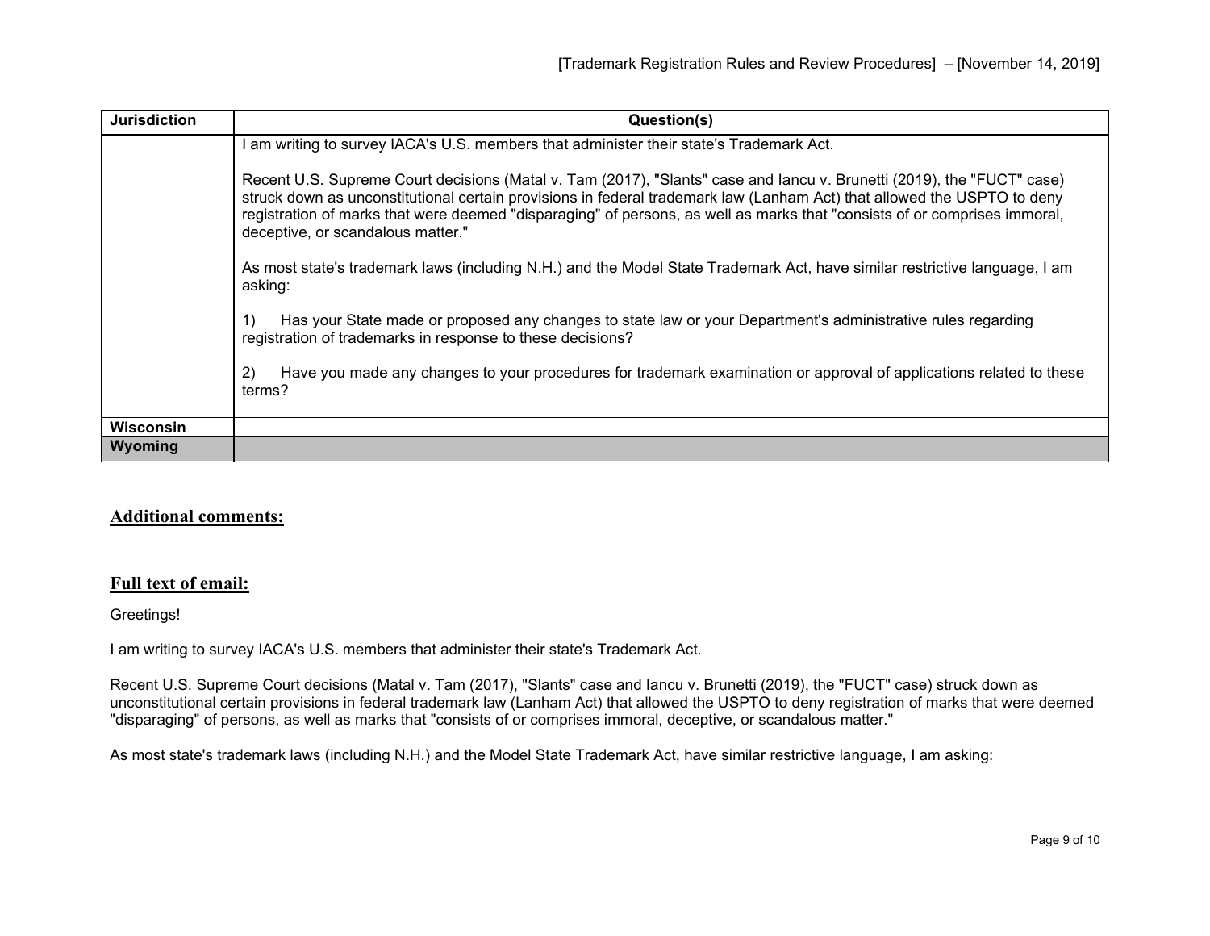| Jurisdiction | Question(s) |
|---|---|
| | I am writing to survey IACA's U.S. members that administer their state's Trademark Act.<br><br>Recent U.S. Supreme Court decisions (Matal v. Tam (2017), "Slants" case and Iancu v. Brunetti (2019), the "FUCT" case) struck down as unconstitutional certain provisions in federal trademark law (Lanham Act) that allowed the USPTO to deny registration of marks that were deemed "disparaging" of persons, as well as marks that "consists of or comprises immoral, deceptive, or scandalous matter."<br><br>As most state's trademark laws (including N.H.) and the Model State Trademark Act, have similar restrictive language, I am asking:<br><br>1) Has your State made or proposed any changes to state law or your Department's administrative rules regarding registration of trademarks in response to these decisions?<br><br>2) Have you made any changes to your procedures for trademark examination or approval of applications related to these terms? |
| **Wisconsin** | |
| **Wyoming** | |

## Additional comments:

## Full text of email:

Greetings!

I am writing to survey IACA's U.S. members that administer their state's Trademark Act.

Recent U.S. Supreme Court decisions (Matal v. Tam (2017), "Slants" case and Iancu v. Brunetti (2019), the "FUCT" case) struck down as unconstitutional certain provisions in federal trademark law (Lanham Act) that allowed the USPTO to deny registration of marks that were deemed "disparaging" of persons, as well as marks that "consists of or comprises immoral, deceptive, or scandalous matter."

As most state's trademark laws (including N.H.) and the Model State Trademark Act, have similar restrictive language, I am asking: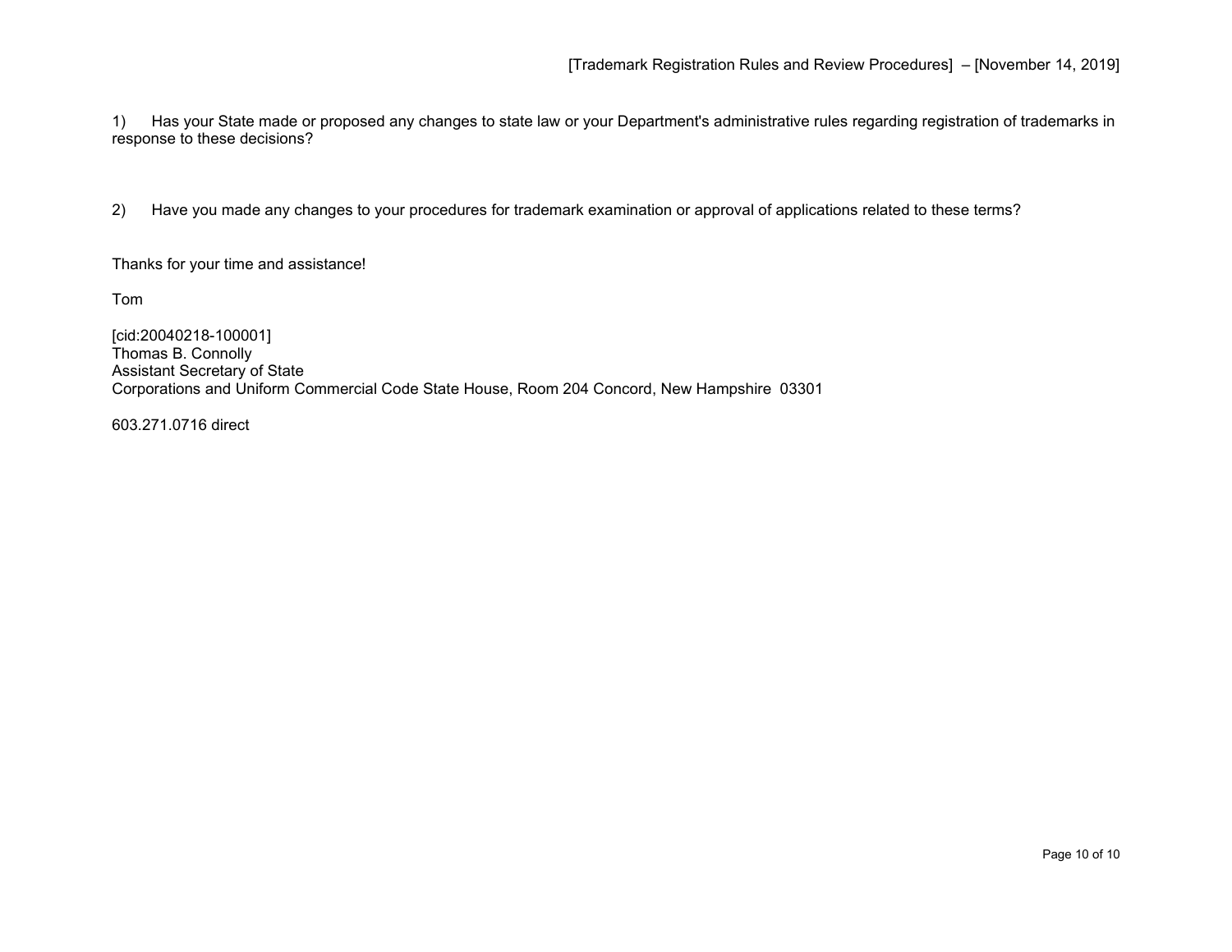1) Has your State made or proposed any changes to state law or your Department's administrative rules regarding registration of trademarks in response to these decisions?

2) Have you made any changes to your procedures for trademark examination or approval of applications related to these terms?

Thanks for your time and assistance!

Tom

[cid:20040218-100001]
Thomas B. Connolly
Assistant Secretary of State
Corporations and Uniform Commercial Code State House, Room 204 Concord, New Hampshire 03301

603.271.0716 direct